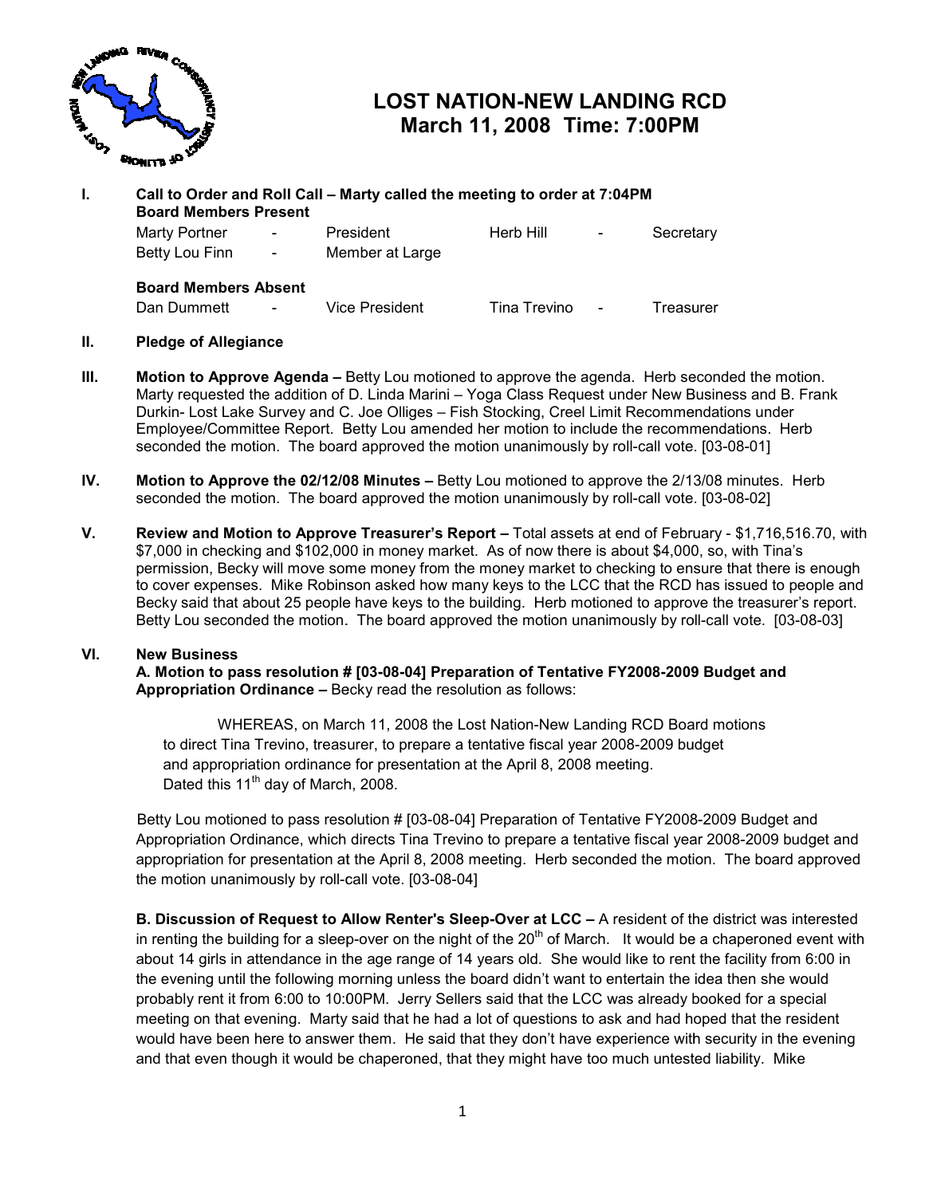# LOST NATION-NEW LANDING RCD
## March 11, 2008 Time: 7:00PM

**I. Call to Order and Roll Call – Marty called the meeting to order at 7:04PM**

**Board Members Present**

| | | | | | |
|---|---|---|---|---|---|
| Marty Portner | - | President | Herb Hill | - | Secretary |
| Betty Lou Finn | - | Member at Large | | | |

**Board Members Absent**

| | | | | | |
|---|---|---|---|---|---|
| Dan Dummett | - | Vice President | Tina Trevino | - | Treasurer |

**II. Pledge of Allegiance**

**III. Motion to Approve Agenda –** Betty Lou motioned to approve the agenda. Herb seconded the motion. Marty requested the addition of D. Linda Marini – Yoga Class Request under New Business and B. Frank Durkin- Lost Lake Survey and C. Joe Olliges – Fish Stocking, Creel Limit Recommendations under Employee/Committee Report. Betty Lou amended her motion to include the recommendations. Herb seconded the motion. The board approved the motion unanimously by roll-call vote. [03-08-01]

**IV. Motion to Approve the 02/12/08 Minutes –** Betty Lou motioned to approve the 2/13/08 minutes. Herb seconded the motion. The board approved the motion unanimously by roll-call vote. [03-08-02]

**V. Review and Motion to Approve Treasurer's Report –** Total assets at end of February - $1,716,516.70, with $7,000 in checking and $102,000 in money market. As of now there is about $4,000, so, with Tina's permission, Becky will move some money from the money market to checking to ensure that there is enough to cover expenses. Mike Robinson asked how many keys to the LCC that the RCD has issued to people and Becky said that about 25 people have keys to the building. Herb motioned to approve the treasurer's report. Betty Lou seconded the motion. The board approved the motion unanimously by roll-call vote. [03-08-03]

**VI. New Business**

**A. Motion to pass resolution # [03-08-04] Preparation of Tentative FY2008-2009 Budget and Appropriation Ordinance –** Becky read the resolution as follows:

> WHEREAS, on March 11, 2008 the Lost Nation-New Landing RCD Board motions to direct Tina Trevino, treasurer, to prepare a tentative fiscal year 2008-2009 budget and appropriation ordinance for presentation at the April 8, 2008 meeting.
> Dated this 11th day of March, 2008.

Betty Lou motioned to pass resolution # [03-08-04] Preparation of Tentative FY2008-2009 Budget and Appropriation Ordinance, which directs Tina Trevino to prepare a tentative fiscal year 2008-2009 budget and appropriation for presentation at the April 8, 2008 meeting. Herb seconded the motion. The board approved the motion unanimously by roll-call vote. [03-08-04]

**B. Discussion of Request to Allow Renter's Sleep-Over at LCC –** A resident of the district was interested in renting the building for a sleep-over on the night of the 20th of March. It would be a chaperoned event with about 14 girls in attendance in the age range of 14 years old. She would like to rent the facility from 6:00 in the evening until the following morning unless the board didn't want to entertain the idea then she would probably rent it from 6:00 to 10:00PM. Jerry Sellers said that the LCC was already booked for a special meeting on that evening. Marty said that he had a lot of questions to ask and had hoped that the resident would have been here to answer them. He said that they don't have experience with security in the evening and that even though it would be chaperoned, that they might have too much untested liability. Mike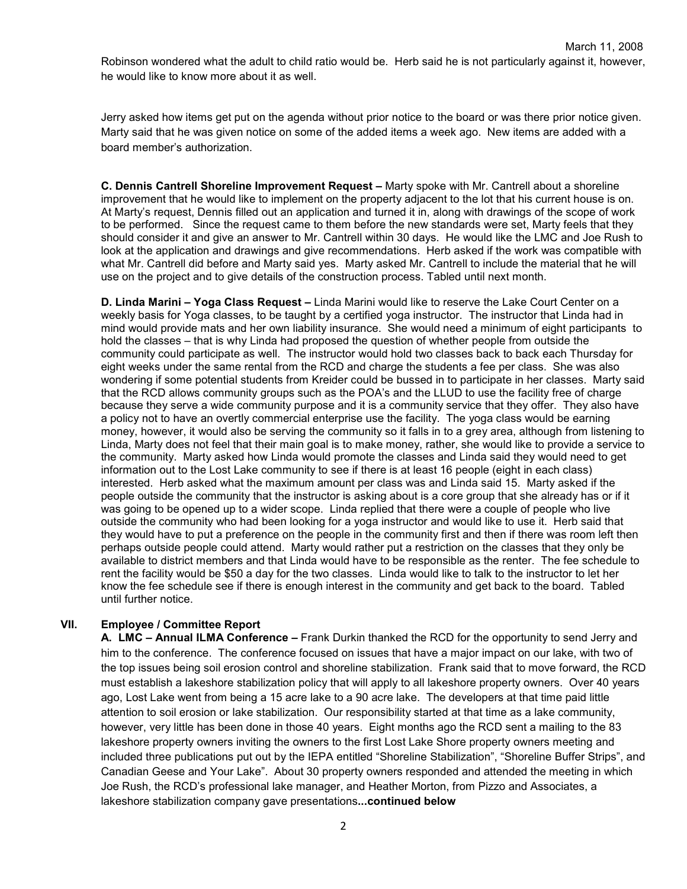Robinson wondered what the adult to child ratio would be. Herb said he is not particularly against it, however, he would like to know more about it as well.

Jerry asked how items get put on the agenda without prior notice to the board or was there prior notice given. Marty said that he was given notice on some of the added items a week ago. New items are added with a board member's authorization.

**C. Dennis Cantrell Shoreline Improvement Request –** Marty spoke with Mr. Cantrell about a shoreline improvement that he would like to implement on the property adjacent to the lot that his current house is on. At Marty's request, Dennis filled out an application and turned it in, along with drawings of the scope of work to be performed. Since the request came to them before the new standards were set, Marty feels that they should consider it and give an answer to Mr. Cantrell within 30 days. He would like the LMC and Joe Rush to look at the application and drawings and give recommendations. Herb asked if the work was compatible with what Mr. Cantrell did before and Marty said yes. Marty asked Mr. Cantrell to include the material that he will use on the project and to give details of the construction process. Tabled until next month.

**D. Linda Marini – Yoga Class Request –** Linda Marini would like to reserve the Lake Court Center on a weekly basis for Yoga classes, to be taught by a certified yoga instructor. The instructor that Linda had in mind would provide mats and her own liability insurance. She would need a minimum of eight participants to hold the classes – that is why Linda had proposed the question of whether people from outside the community could participate as well. The instructor would hold two classes back to back each Thursday for eight weeks under the same rental from the RCD and charge the students a fee per class. She was also wondering if some potential students from Kreider could be bussed in to participate in her classes. Marty said that the RCD allows community groups such as the POA's and the LLUD to use the facility free of charge because they serve a wide community purpose and it is a community service that they offer. They also have a policy not to have an overtly commercial enterprise use the facility. The yoga class would be earning money, however, it would also be serving the community so it falls in to a grey area, although from listening to Linda, Marty does not feel that their main goal is to make money, rather, she would like to provide a service to the community. Marty asked how Linda would promote the classes and Linda said they would need to get information out to the Lost Lake community to see if there is at least 16 people (eight in each class) interested. Herb asked what the maximum amount per class was and Linda said 15. Marty asked if the people outside the community that the instructor is asking about is a core group that she already has or if it was going to be opened up to a wider scope. Linda replied that there were a couple of people who live outside the community who had been looking for a yoga instructor and would like to use it. Herb said that they would have to put a preference on the people in the community first and then if there was room left then perhaps outside people could attend. Marty would rather put a restriction on the classes that they only be available to district members and that Linda would have to be responsible as the renter. The fee schedule to rent the facility would be $50 a day for the two classes. Linda would like to talk to the instructor to let her know the fee schedule see if there is enough interest in the community and get back to the board. Tabled until further notice.

## VII. Employee / Committee Report

**A. LMC – Annual ILMA Conference –** Frank Durkin thanked the RCD for the opportunity to send Jerry and him to the conference. The conference focused on issues that have a major impact on our lake, with two of the top issues being soil erosion control and shoreline stabilization. Frank said that to move forward, the RCD must establish a lakeshore stabilization policy that will apply to all lakeshore property owners. Over 40 years ago, Lost Lake went from being a 15 acre lake to a 90 acre lake. The developers at that time paid little attention to soil erosion or lake stabilization. Our responsibility started at that time as a lake community, however, very little has been done in those 40 years. Eight months ago the RCD sent a mailing to the 83 lakeshore property owners inviting the owners to the first Lost Lake Shore property owners meeting and included three publications put out by the IEPA entitled "Shoreline Stabilization", "Shoreline Buffer Strips", and Canadian Geese and Your Lake". About 30 property owners responded and attended the meeting in which Joe Rush, the RCD's professional lake manager, and Heather Morton, from Pizzo and Associates, a lakeshore stabilization company gave presentations**...continued below**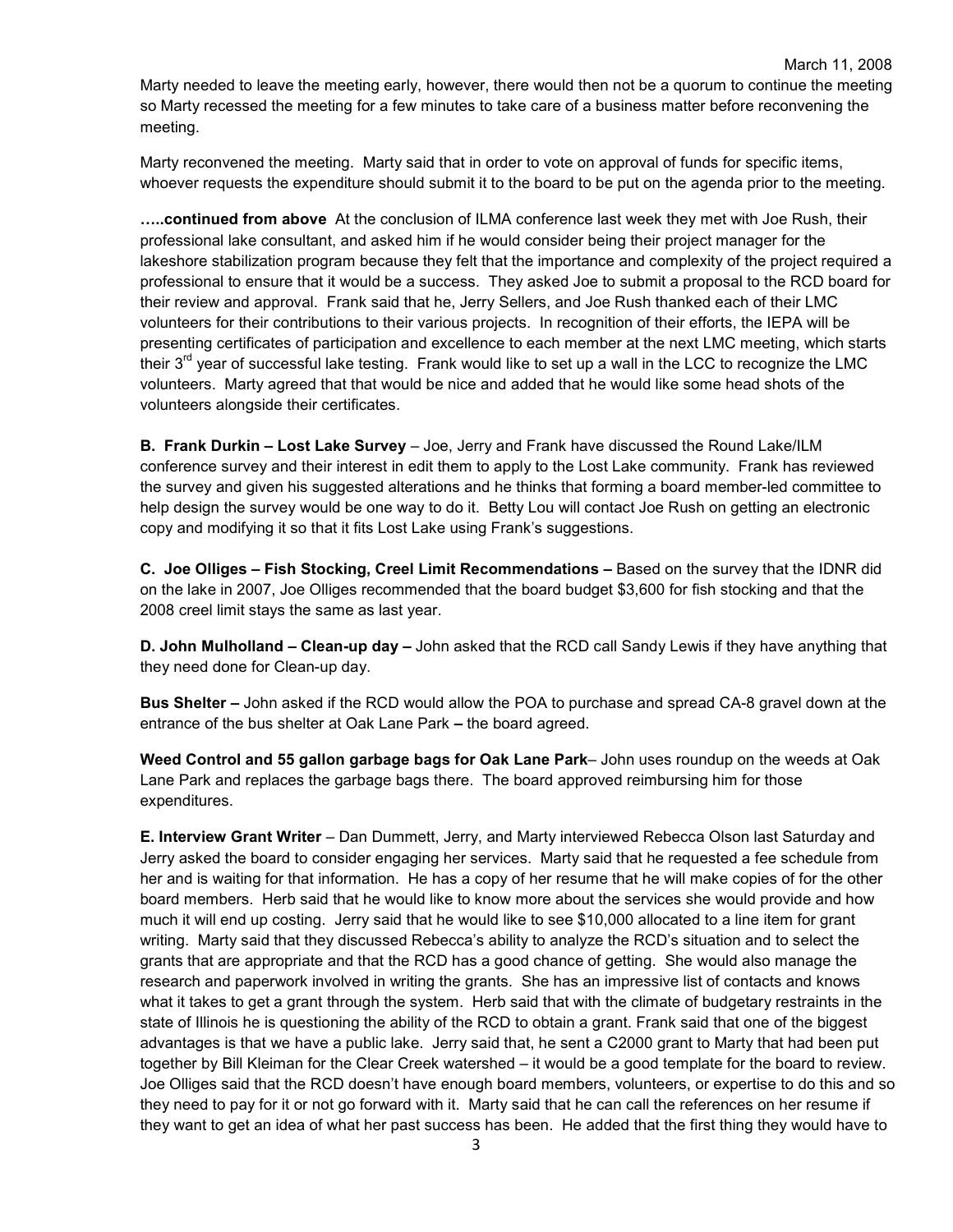Marty needed to leave the meeting early, however, there would then not be a quorum to continue the meeting so Marty recessed the meeting for a few minutes to take care of a business matter before reconvening the meeting.

Marty reconvened the meeting. Marty said that in order to vote on approval of funds for specific items, whoever requests the expenditure should submit it to the board to be put on the agenda prior to the meeting.

**…..continued from above** At the conclusion of ILMA conference last week they met with Joe Rush, their professional lake consultant, and asked him if he would consider being their project manager for the lakeshore stabilization program because they felt that the importance and complexity of the project required a professional to ensure that it would be a success. They asked Joe to submit a proposal to the RCD board for their review and approval. Frank said that he, Jerry Sellers, and Joe Rush thanked each of their LMC volunteers for their contributions to their various projects. In recognition of their efforts, the IEPA will be presenting certificates of participation and excellence to each member at the next LMC meeting, which starts their 3rd year of successful lake testing. Frank would like to set up a wall in the LCC to recognize the LMC volunteers. Marty agreed that that would be nice and added that he would like some head shots of the volunteers alongside their certificates.

**B. Frank Durkin – Lost Lake Survey** – Joe, Jerry and Frank have discussed the Round Lake/ILM conference survey and their interest in edit them to apply to the Lost Lake community. Frank has reviewed the survey and given his suggested alterations and he thinks that forming a board member-led committee to help design the survey would be one way to do it. Betty Lou will contact Joe Rush on getting an electronic copy and modifying it so that it fits Lost Lake using Frank's suggestions.

**C. Joe Olliges – Fish Stocking, Creel Limit Recommendations –** Based on the survey that the IDNR did on the lake in 2007, Joe Olliges recommended that the board budget $3,600 for fish stocking and that the 2008 creel limit stays the same as last year.

**D. John Mulholland – Clean-up day –** John asked that the RCD call Sandy Lewis if they have anything that they need done for Clean-up day.

**Bus Shelter –** John asked if the RCD would allow the POA to purchase and spread CA-8 gravel down at the entrance of the bus shelter at Oak Lane Park **–** the board agreed.

**Weed Control and 55 gallon garbage bags for Oak Lane Park**– John uses roundup on the weeds at Oak Lane Park and replaces the garbage bags there. The board approved reimbursing him for those expenditures.

**E. Interview Grant Writer** – Dan Dummett, Jerry, and Marty interviewed Rebecca Olson last Saturday and Jerry asked the board to consider engaging her services. Marty said that he requested a fee schedule from her and is waiting for that information. He has a copy of her resume that he will make copies of for the other board members. Herb said that he would like to know more about the services she would provide and how much it will end up costing. Jerry said that he would like to see $10,000 allocated to a line item for grant writing. Marty said that they discussed Rebecca's ability to analyze the RCD's situation and to select the grants that are appropriate and that the RCD has a good chance of getting. She would also manage the research and paperwork involved in writing the grants. She has an impressive list of contacts and knows what it takes to get a grant through the system. Herb said that with the climate of budgetary restraints in the state of Illinois he is questioning the ability of the RCD to obtain a grant. Frank said that one of the biggest advantages is that we have a public lake. Jerry said that, he sent a C2000 grant to Marty that had been put together by Bill Kleiman for the Clear Creek watershed – it would be a good template for the board to review. Joe Olliges said that the RCD doesn't have enough board members, volunteers, or expertise to do this and so they need to pay for it or not go forward with it. Marty said that he can call the references on her resume if they want to get an idea of what her past success has been. He added that the first thing they would have to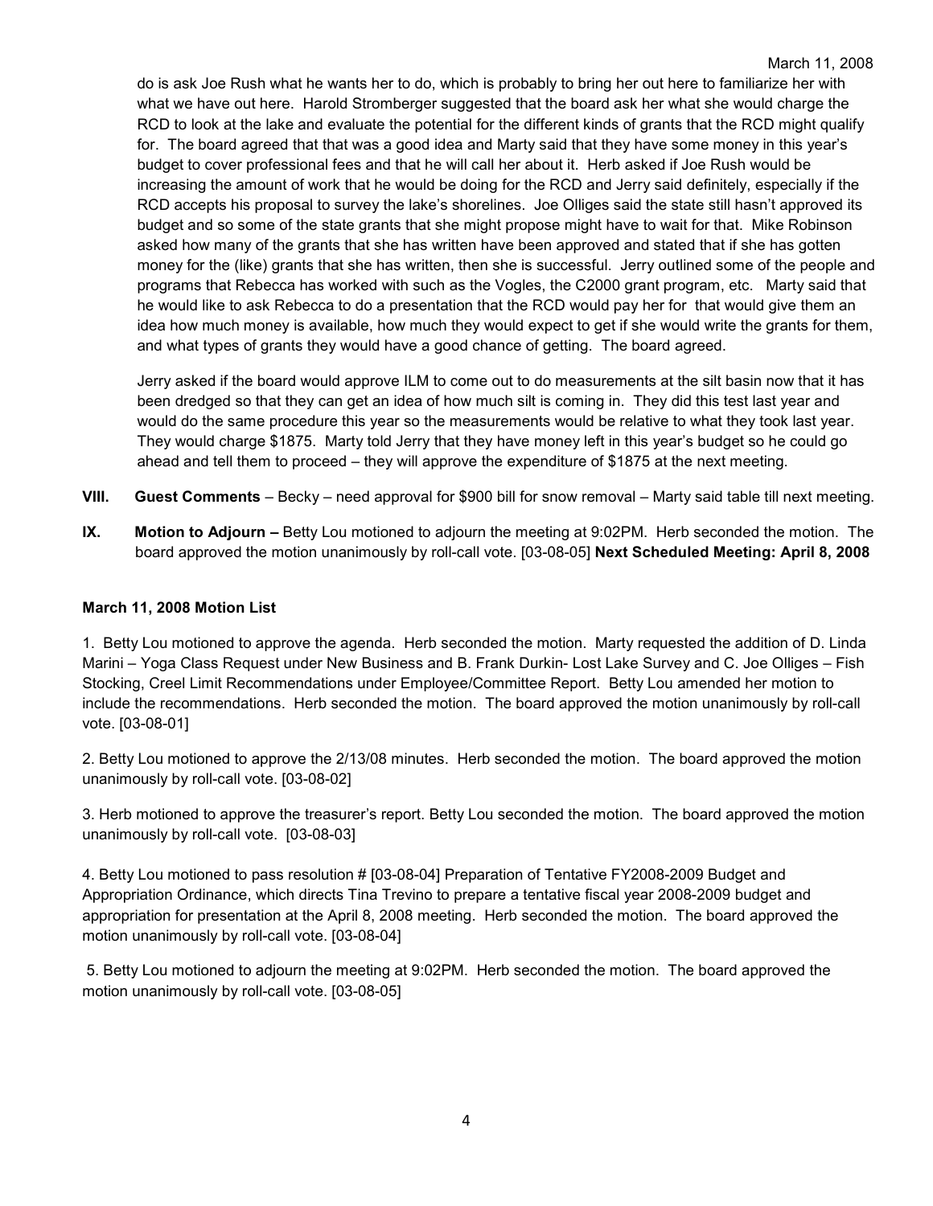do is ask Joe Rush what he wants her to do, which is probably to bring her out here to familiarize her with what we have out here. Harold Stromberger suggested that the board ask her what she would charge the RCD to look at the lake and evaluate the potential for the different kinds of grants that the RCD might qualify for. The board agreed that that was a good idea and Marty said that they have some money in this year's budget to cover professional fees and that he will call her about it. Herb asked if Joe Rush would be increasing the amount of work that he would be doing for the RCD and Jerry said definitely, especially if the RCD accepts his proposal to survey the lake's shorelines. Joe Olliges said the state still hasn't approved its budget and so some of the state grants that she might propose might have to wait for that. Mike Robinson asked how many of the grants that she has written have been approved and stated that if she has gotten money for the (like) grants that she has written, then she is successful. Jerry outlined some of the people and programs that Rebecca has worked with such as the Vogles, the C2000 grant program, etc. Marty said that he would like to ask Rebecca to do a presentation that the RCD would pay her for that would give them an idea how much money is available, how much they would expect to get if she would write the grants for them, and what types of grants they would have a good chance of getting. The board agreed.

Jerry asked if the board would approve ILM to come out to do measurements at the silt basin now that it has been dredged so that they can get an idea of how much silt is coming in. They did this test last year and would do the same procedure this year so the measurements would be relative to what they took last year. They would charge $1875. Marty told Jerry that they have money left in this year's budget so he could go ahead and tell them to proceed – they will approve the expenditure of $1875 at the next meeting.

**VIII. Guest Comments** – Becky – need approval for $900 bill for snow removal – Marty said table till next meeting.

**IX. Motion to Adjourn –** Betty Lou motioned to adjourn the meeting at 9:02PM. Herb seconded the motion. The board approved the motion unanimously by roll-call vote. [03-08-05] **Next Scheduled Meeting: April 8, 2008**

**March 11, 2008 Motion List**

1. Betty Lou motioned to approve the agenda. Herb seconded the motion. Marty requested the addition of D. Linda Marini – Yoga Class Request under New Business and B. Frank Durkin- Lost Lake Survey and C. Joe Olliges – Fish Stocking, Creel Limit Recommendations under Employee/Committee Report. Betty Lou amended her motion to include the recommendations. Herb seconded the motion. The board approved the motion unanimously by roll-call vote. [03-08-01]

2. Betty Lou motioned to approve the 2/13/08 minutes. Herb seconded the motion. The board approved the motion unanimously by roll-call vote. [03-08-02]

3. Herb motioned to approve the treasurer's report. Betty Lou seconded the motion. The board approved the motion unanimously by roll-call vote. [03-08-03]

4. Betty Lou motioned to pass resolution # [03-08-04] Preparation of Tentative FY2008-2009 Budget and Appropriation Ordinance, which directs Tina Trevino to prepare a tentative fiscal year 2008-2009 budget and appropriation for presentation at the April 8, 2008 meeting. Herb seconded the motion. The board approved the motion unanimously by roll-call vote. [03-08-04]

5. Betty Lou motioned to adjourn the meeting at 9:02PM. Herb seconded the motion. The board approved the motion unanimously by roll-call vote. [03-08-05]